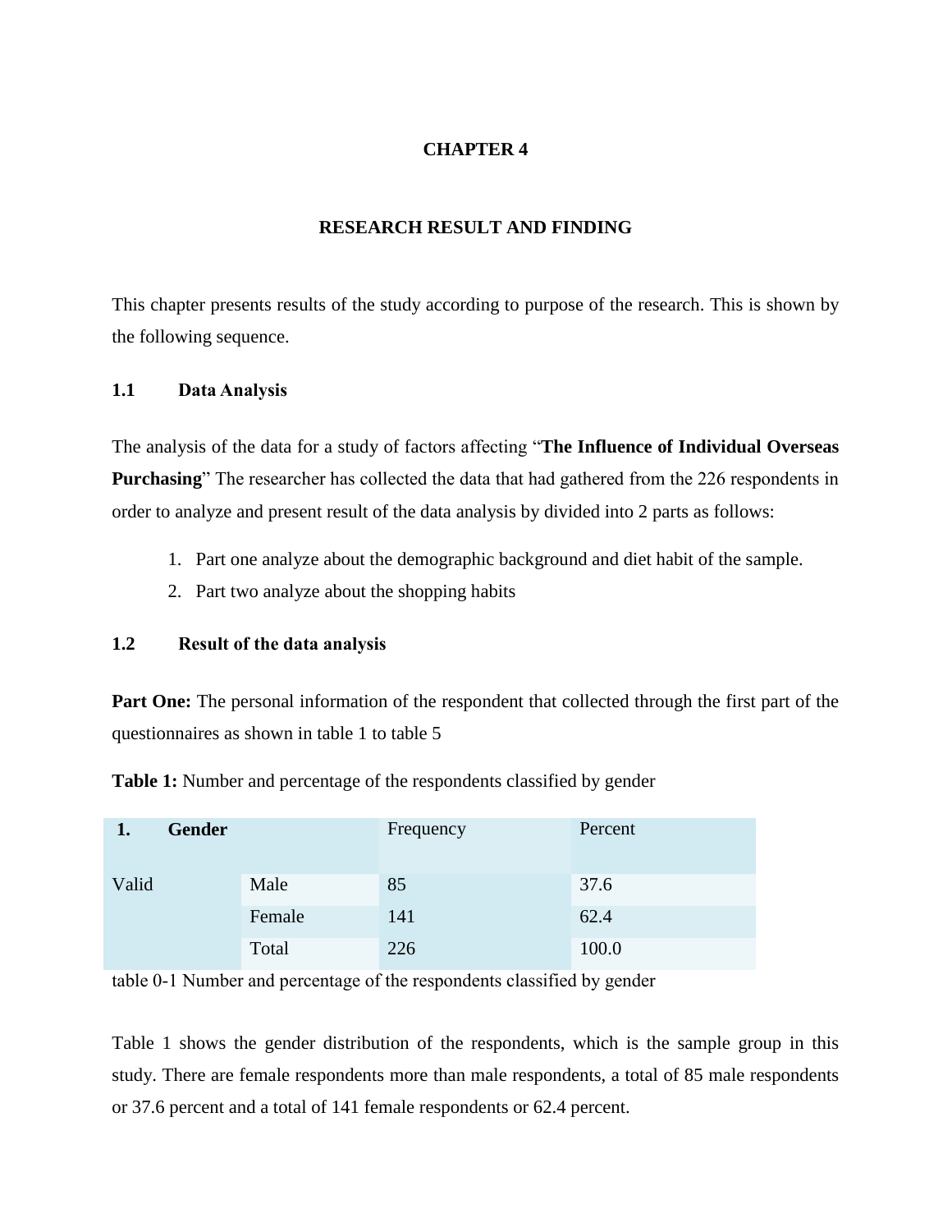# CHAPTER 4

## RESEARCH RESULT AND FINDING

This chapter presents results of the study according to purpose of the research. This is shown by the following sequence.

### 1.1 Data Analysis

The analysis of the data for a study of factors affecting "**The Influence of Individual Overseas Purchasing**" The researcher has collected the data that had gathered from the 226 respondents in order to analyze and present result of the data analysis by divided into 2 parts as follows:

1. Part one analyze about the demographic background and diet habit of the sample.
2. Part two analyze about the shopping habits

### 1.2 Result of the data analysis

**Part One:** The personal information of the respondent that collected through the first part of the questionnaires as shown in table 1 to table 5

**Table 1:** Number and percentage of the respondents classified by gender

| **1. Gender** | | Frequency | Percent |
|---|---|---|---|
| Valid | Male | 85 | 37.6 |
| | Female | 141 | 62.4 |
| | Total | 226 | 100.0 |

table 0-1 Number and percentage of the respondents classified by gender

Table 1 shows the gender distribution of the respondents, which is the sample group in this study. There are female respondents more than male respondents, a total of 85 male respondents or 37.6 percent and a total of 141 female respondents or 62.4 percent.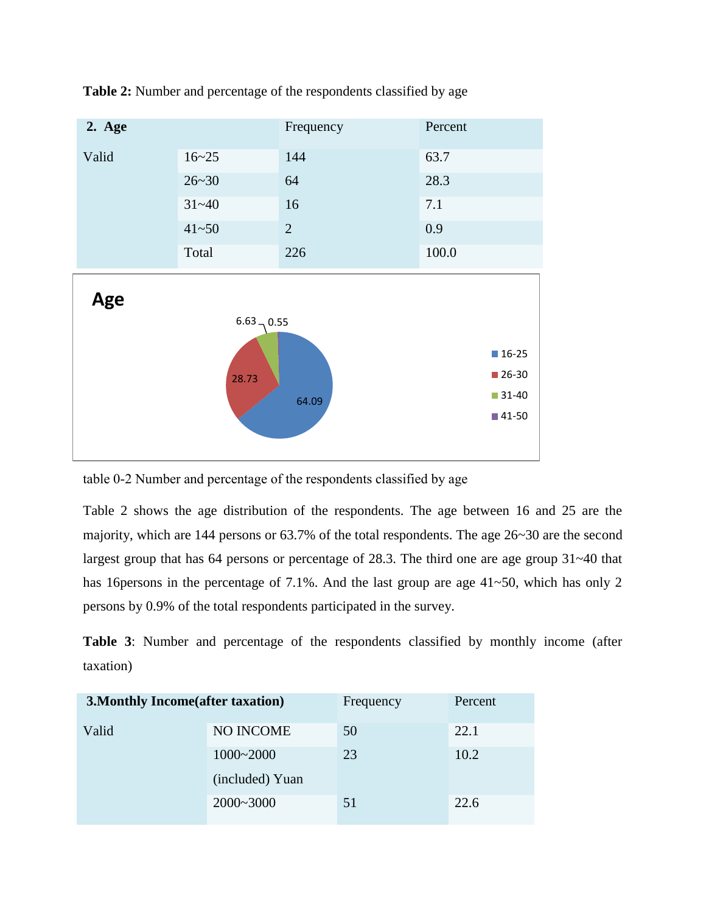**Table 2:** Number and percentage of the respondents classified by age

| **2. Age** | | Frequency | Percent |
|---|---|---|---|
| Valid | 16~25 | 144 | 63.7 |
| | 26~30 | 64 | 28.3 |
| | 31~40 | 16 | 7.1 |
| | 41~50 | 2 | 0.9 |
| | Total | 226 | 100.0 |

table 0-2 Number and percentage of the respondents classified by age

Table 2 shows the age distribution of the respondents. The age between 16 and 25 are the majority, which are 144 persons or 63.7% of the total respondents. The age 26~30 are the second largest group that has 64 persons or percentage of 28.3. The third one are age group 31~40 that has 16persons in the percentage of 7.1%. And the last group are age 41~50, which has only 2 persons by 0.9% of the total respondents participated in the survey.

**Table 3**: Number and percentage of the respondents classified by monthly income (after taxation)

| **3.Monthly Income(after taxation)** | | Frequency | Percent |
|---|---|---|---|
| Valid | NO INCOME | 50 | 22.1 |
| | 1000~2000 (included) Yuan | 23 | 10.2 |
| | 2000~3000 | 51 | 22.6 |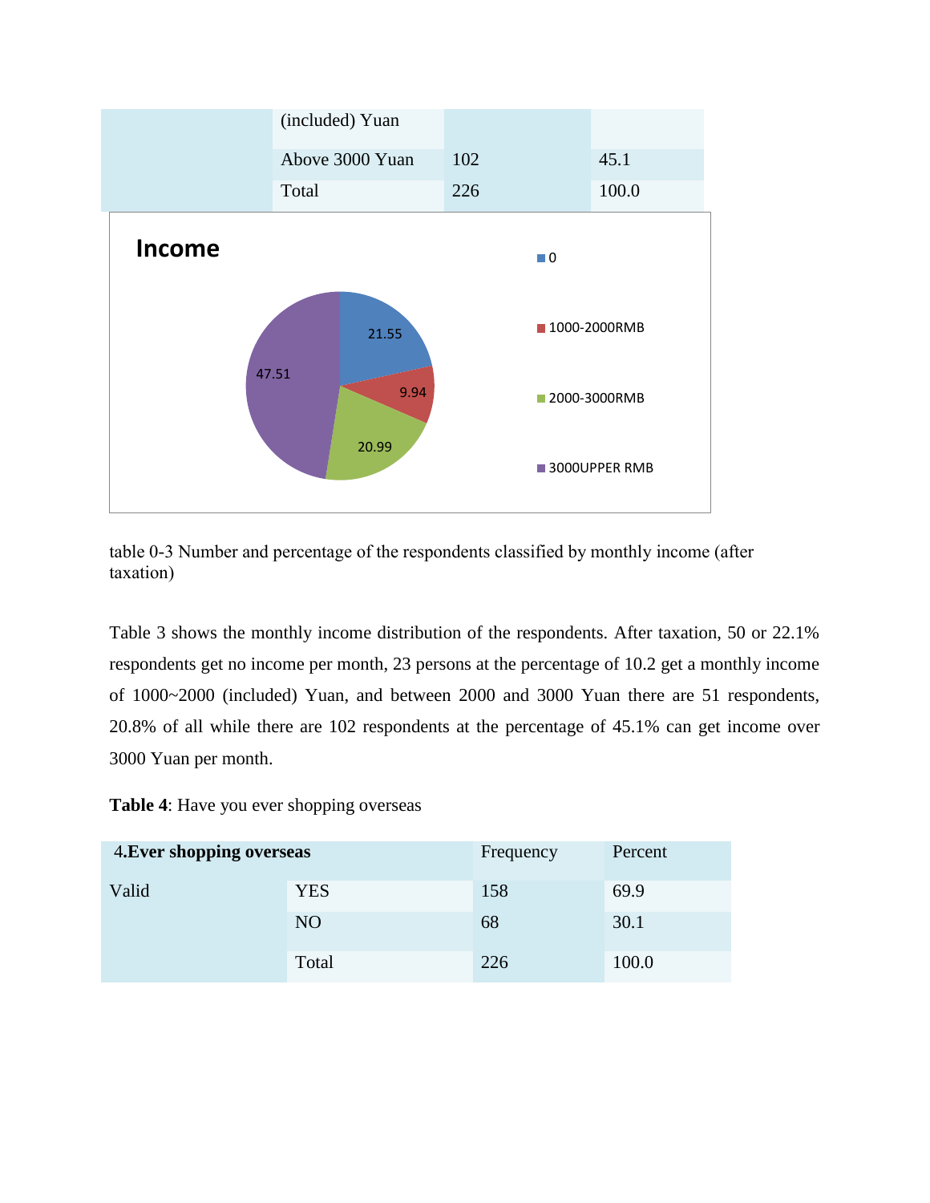|  | (included) Yuan |  |  |
|---|---|---|---|
|  | Above 3000 Yuan | 102 | 45.1 |
|  | Total | 226 | 100.0 |

**Income**

| Category | Value |
|---|---|
| 0 | 21.55 |
| 1000-2000RMB | 9.94 |
| 2000-3000RMB | 20.99 |
| 3000UPPER RMB | 47.51 |

table 0-3 Number and percentage of the respondents classified by monthly income (after taxation)

Table 3 shows the monthly income distribution of the respondents. After taxation, 50 or 22.1% respondents get no income per month, 23 persons at the percentage of 10.2 get a monthly income of 1000~2000 (included) Yuan, and between 2000 and 3000 Yuan there are 51 respondents, 20.8% of all while there are 102 respondents at the percentage of 45.1% can get income over 3000 Yuan per month.

**Table 4**: Have you ever shopping overseas

| 4.**Ever shopping overseas** |  | Frequency | Percent |
|---|---|---|---|
| Valid | YES | 158 | 69.9 |
|  | NO | 68 | 30.1 |
|  | Total | 226 | 100.0 |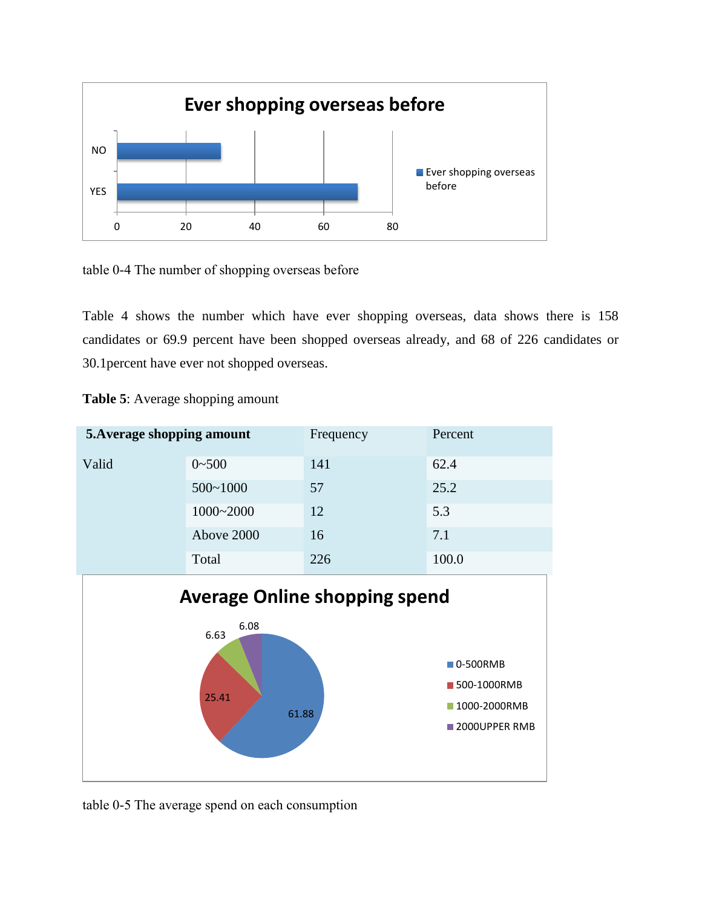table 0-4 The number of shopping overseas before

Table 4 shows the number which have ever shopping overseas, data shows there is 158 candidates or 69.9 percent have been shopped overseas already, and 68 of 226 candidates or 30.1percent have ever not shopped overseas.

**Table 5**: Average shopping amount

| **5.Average shopping amount** | | Frequency | Percent |
|---|---|---|---|
| Valid | 0~500 | 141 | 62.4 |
| | 500~1000 | 57 | 25.2 |
| | 1000~2000 | 12 | 5.3 |
| | Above 2000 | 16 | 7.1 |
| | Total | 226 | 100.0 |

table 0-5 The average spend on each consumption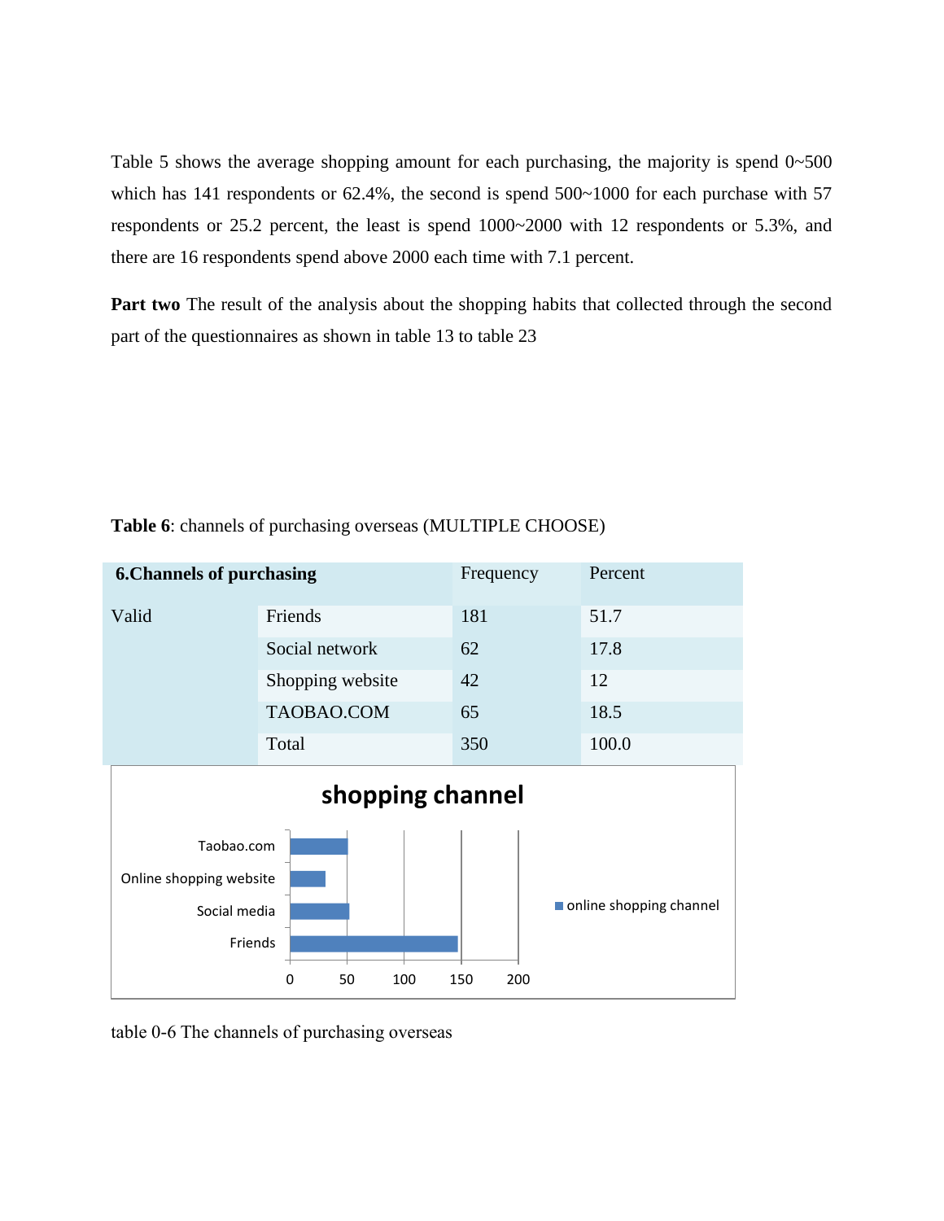Table 5 shows the average shopping amount for each purchasing, the majority is spend 0~500 which has 141 respondents or 62.4%, the second is spend 500~1000 for each purchase with 57 respondents or 25.2 percent, the least is spend 1000~2000 with 12 respondents or 5.3%, and there are 16 respondents spend above 2000 each time with 7.1 percent.

**Part two** The result of the analysis about the shopping habits that collected through the second part of the questionnaires as shown in table 13 to table 23

**Table 6**: channels of purchasing overseas (MULTIPLE CHOOSE)

| **6.Channels of purchasing** | | Frequency | Percent |
|---|---|---|---|
| Valid | Friends | 181 | 51.7 |
| | Social network | 62 | 17.8 |
| | Shopping website | 42 | 12 |
| | TAOBAO.COM | 65 | 18.5 |
| | Total | 350 | 100.0 |

table 0-6 The channels of purchasing overseas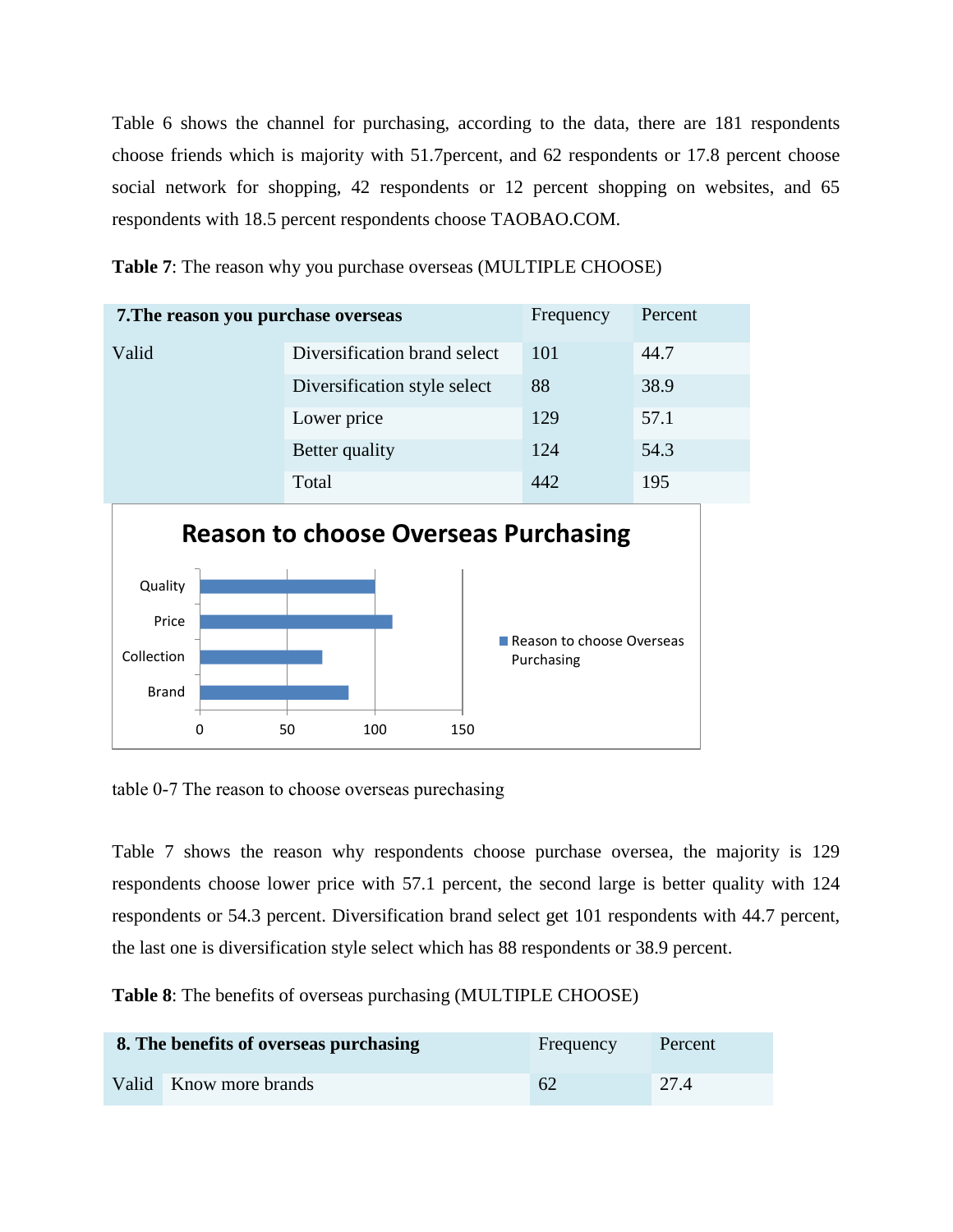Table 6 shows the channel for purchasing, according to the data, there are 181 respondents choose friends which is majority with 51.7percent, and 62 respondents or 17.8 percent choose social network for shopping, 42 respondents or 12 percent shopping on websites, and 65 respondents with 18.5 percent respondents choose TAOBAO.COM.

**Table 7**: The reason why you purchase overseas (MULTIPLE CHOOSE)

| **7.The reason you purchase overseas** | | Frequency | Percent |
|---|---|---|---|
| Valid | Diversification brand select | 101 | 44.7 |
| | Diversification style select | 88 | 38.9 |
| | Lower price | 129 | 57.1 |
| | Better quality | 124 | 54.3 |
| | Total | 442 | 195 |

table 0-7 The reason to choose overseas purechasing

Table 7 shows the reason why respondents choose purchase oversea, the majority is 129 respondents choose lower price with 57.1 percent, the second large is better quality with 124 respondents or 54.3 percent. Diversification brand select get 101 respondents with 44.7 percent, the last one is diversification style select which has 88 respondents or 38.9 percent.

**Table 8**: The benefits of overseas purchasing (MULTIPLE CHOOSE)

| **8. The benefits of overseas purchasing** | | Frequency | Percent |
|---|---|---|---|
| Valid | Know more brands | 62 | 27.4 |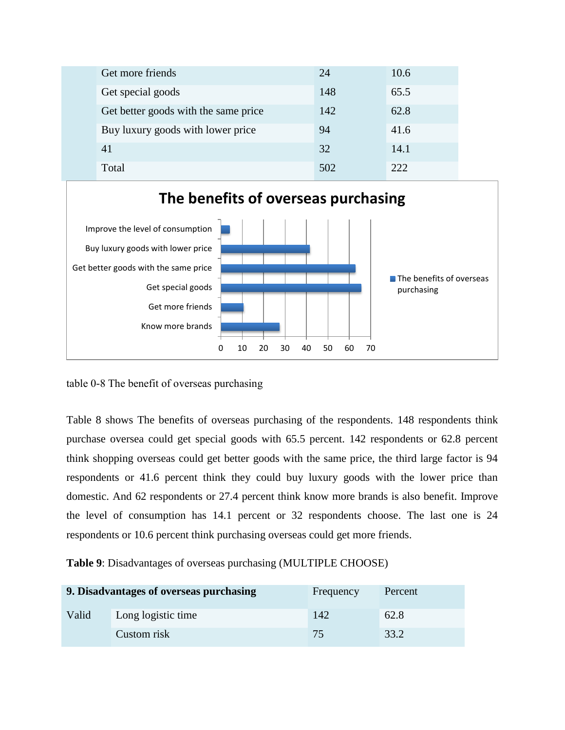| | | | |
|---|---|---|---|
| | Get more friends | 24 | 10.6 |
| | Get special goods | 148 | 65.5 |
| | Get better goods with the same price | 142 | 62.8 |
| | Buy luxury goods with lower price | 94 | 41.6 |
| | 41 | 32 | 14.1 |
| | Total | 502 | 222 |

table 0-8 The benefit of overseas purchasing

Table 8 shows The benefits of overseas purchasing of the respondents. 148 respondents think purchase oversea could get special goods with 65.5 percent. 142 respondents or 62.8 percent think shopping overseas could get better goods with the same price, the third large factor is 94 respondents or 41.6 percent think they could buy luxury goods with the lower price than domestic. And 62 respondents or 27.4 percent think know more brands is also benefit. Improve the level of consumption has 14.1 percent or 32 respondents choose. The last one is 24 respondents or 10.6 percent think purchasing overseas could get more friends.

**Table 9**: Disadvantages of overseas purchasing (MULTIPLE CHOOSE)

| **9. Disadvantages of overseas purchasing** | | Frequency | Percent |
|---|---|---|---|
| Valid | Long logistic time | 142 | 62.8 |
| | Custom risk | 75 | 33.2 |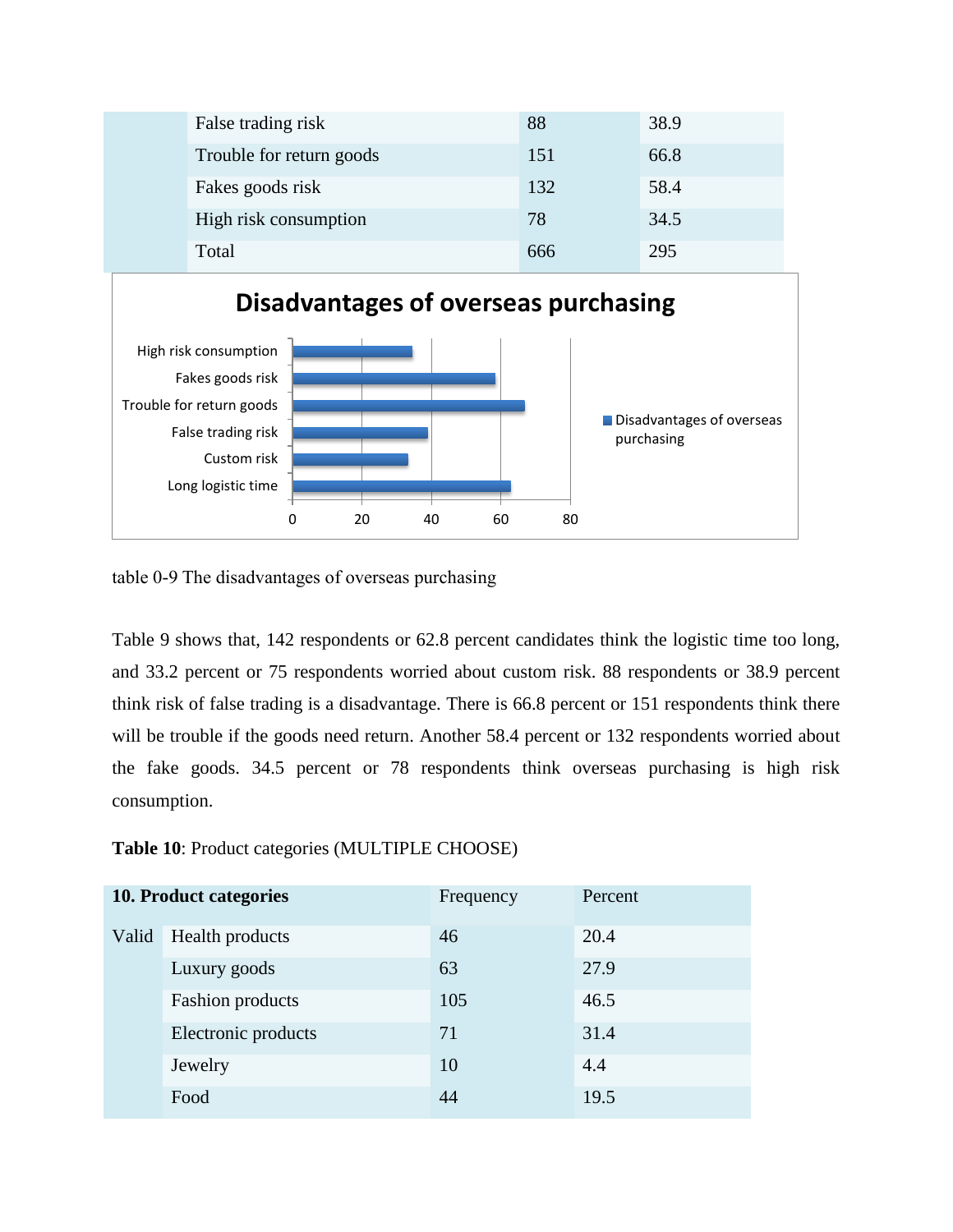| | | | |
|---|---|---|---|
| | False trading risk | 88 | 38.9 |
| | Trouble for return goods | 151 | 66.8 |
| | Fakes goods risk | 132 | 58.4 |
| | High risk consumption | 78 | 34.5 |
| | Total | 666 | 295 |

table 0-9 The disadvantages of overseas purchasing

Table 9 shows that, 142 respondents or 62.8 percent candidates think the logistic time too long, and 33.2 percent or 75 respondents worried about custom risk. 88 respondents or 38.9 percent think risk of false trading is a disadvantage. There is 66.8 percent or 151 respondents think there will be trouble if the goods need return. Another 58.4 percent or 132 respondents worried about the fake goods. 34.5 percent or 78 respondents think overseas purchasing is high risk consumption.

**Table 10**: Product categories (MULTIPLE CHOOSE)

| **10. Product categories** | | Frequency | Percent |
|---|---|---|---|
| Valid | Health products | 46 | 20.4 |
| | Luxury goods | 63 | 27.9 |
| | Fashion products | 105 | 46.5 |
| | Electronic products | 71 | 31.4 |
| | Jewelry | 10 | 4.4 |
| | Food | 44 | 19.5 |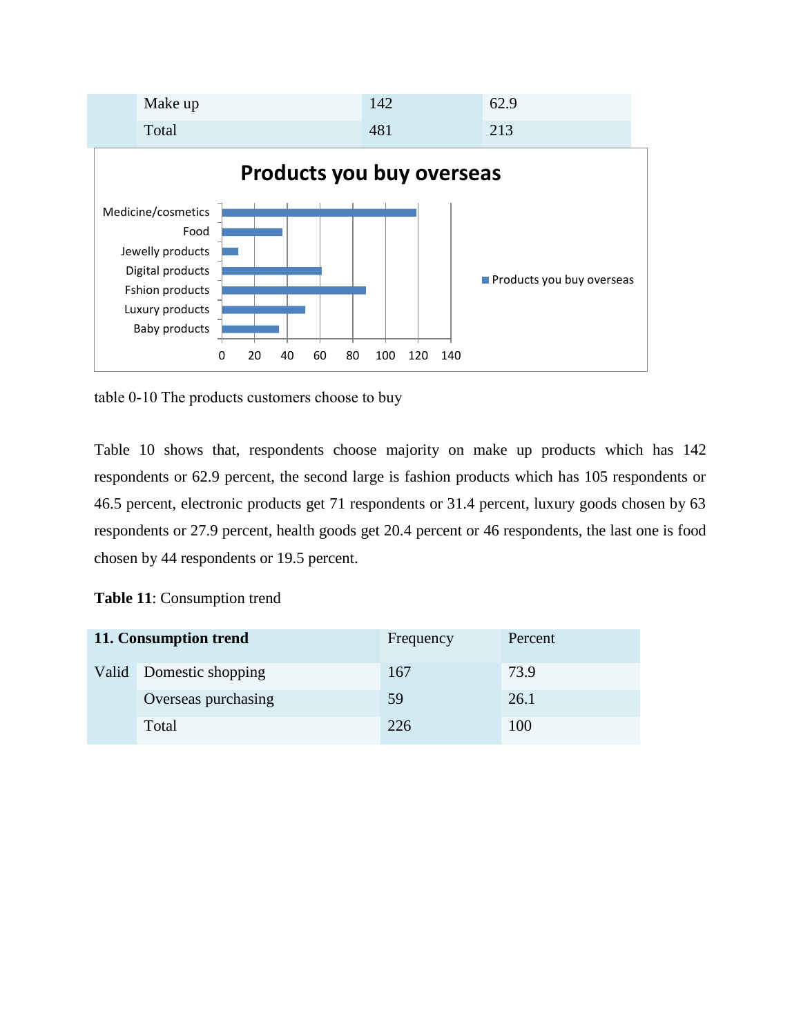| | Make up | 142 | 62.9 |
|---|---|---|---|
| | Total | 481 | 213 |

table 0-10 The products customers choose to buy

Table 10 shows that, respondents choose majority on make up products which has 142 respondents or 62.9 percent, the second large is fashion products which has 105 respondents or 46.5 percent, electronic products get 71 respondents or 31.4 percent, luxury goods chosen by 63 respondents or 27.9 percent, health goods get 20.4 percent or 46 respondents, the last one is food chosen by 44 respondents or 19.5 percent.

**Table 11**: Consumption trend

| **11. Consumption trend** | | Frequency | Percent |
|---|---|---|---|
| Valid | Domestic shopping | 167 | 73.9 |
| | Overseas purchasing | 59 | 26.1 |
| | Total | 226 | 100 |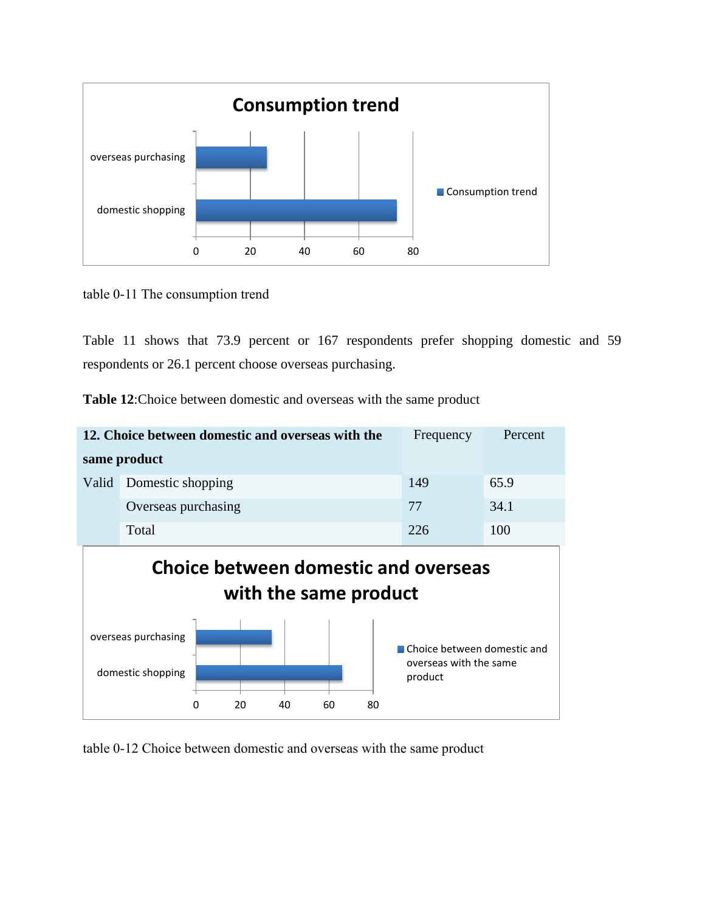table 0-11 The consumption trend

Table 11 shows that 73.9 percent or 167 respondents prefer shopping domestic and 59 respondents or 26.1 percent choose overseas purchasing.

**Table 12**:Choice between domestic and overseas with the same product

| **12. Choice between domestic and overseas with the same product** | | Frequency | Percent |
|---|---|---|---|
| Valid | Domestic shopping | 149 | 65.9 |
| | Overseas purchasing | 77 | 34.1 |
| | Total | 226 | 100 |

table 0-12 Choice between domestic and overseas with the same product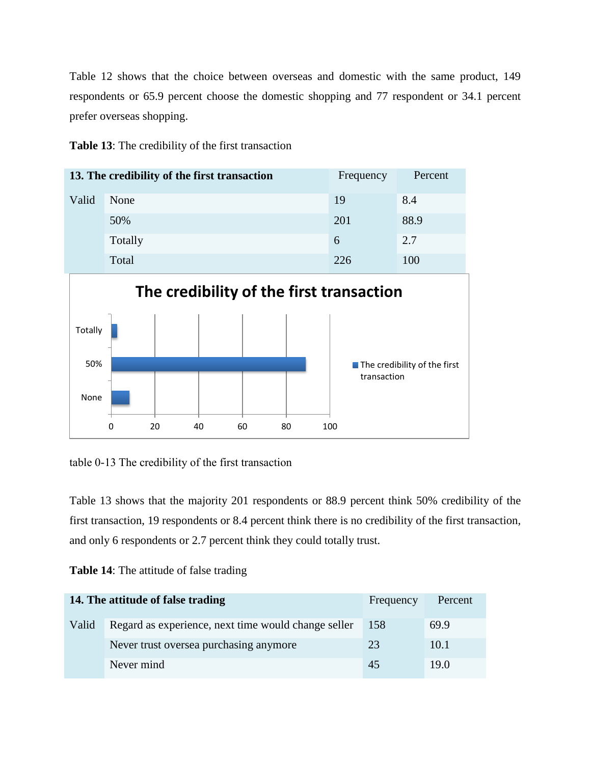Table 12 shows that the choice between overseas and domestic with the same product, 149 respondents or 65.9 percent choose the domestic shopping and 77 respondent or 34.1 percent prefer overseas shopping.

**Table 13**: The credibility of the first transaction

| **13. The credibility of the first transaction** | | Frequency | Percent |
|---|---|---|---|
| Valid | None | 19 | 8.4 |
| | 50% | 201 | 88.9 |
| | Totally | 6 | 2.7 |
| | Total | 226 | 100 |

table 0-13 The credibility of the first transaction

Table 13 shows that the majority 201 respondents or 88.9 percent think 50% credibility of the first transaction, 19 respondents or 8.4 percent think there is no credibility of the first transaction, and only 6 respondents or 2.7 percent think they could totally trust.

**Table 14**: The attitude of false trading

| **14. The attitude of false trading** | | Frequency | Percent |
|---|---|---|---|
| Valid | Regard as experience, next time would change seller | 158 | 69.9 |
| | Never trust oversea purchasing anymore | 23 | 10.1 |
| | Never mind | 45 | 19.0 |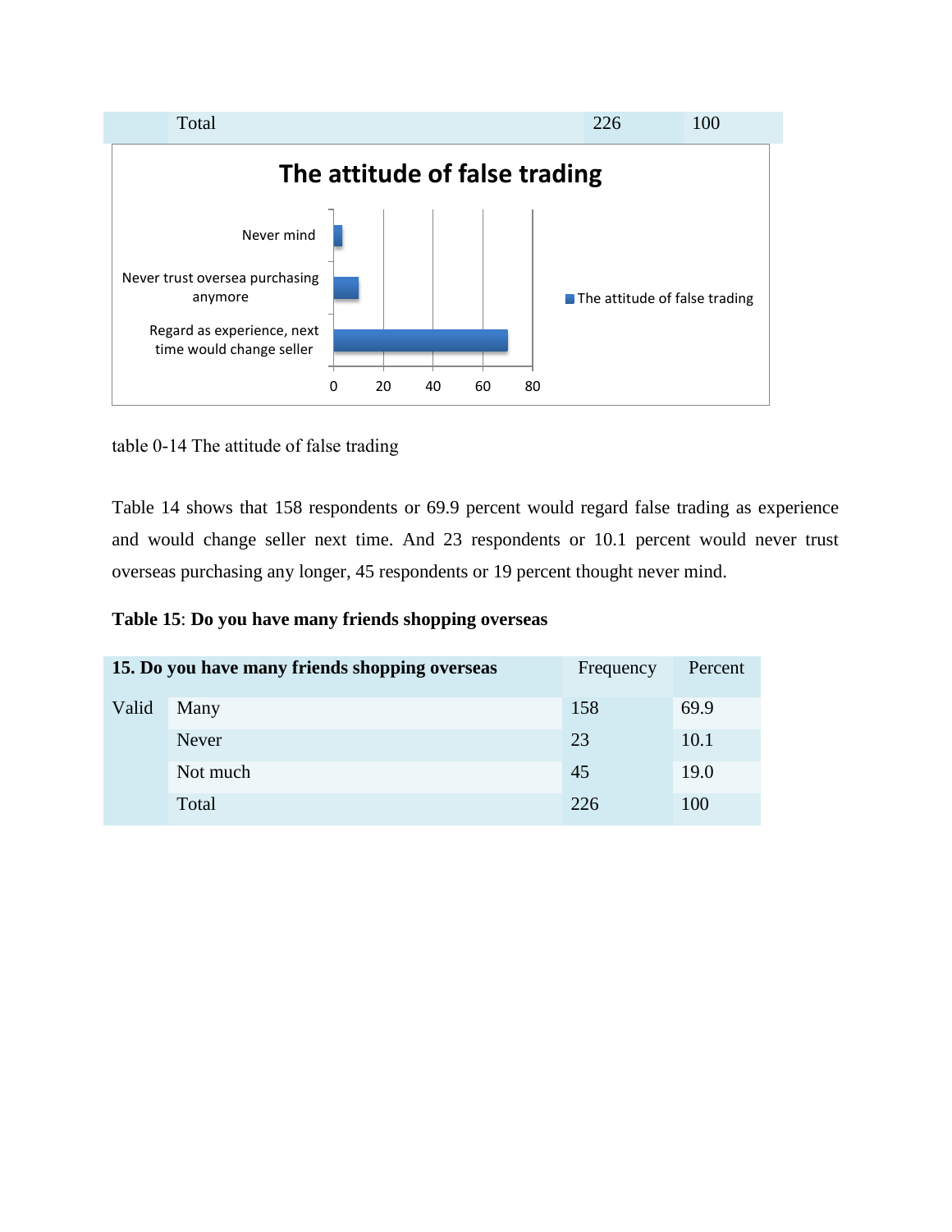| Total | | 226 | 100 |
|---|---|---|---|

table 0-14 The attitude of false trading

Table 14 shows that 158 respondents or 69.9 percent would regard false trading as experience and would change seller next time. And 23 respondents or 10.1 percent would never trust overseas purchasing any longer, 45 respondents or 19 percent thought never mind.

**Table 15**: **Do you have many friends shopping overseas**

| **15. Do you have many friends shopping overseas** | | Frequency | Percent |
|---|---|---|---|
| Valid | Many | 158 | 69.9 |
| | Never | 23 | 10.1 |
| | Not much | 45 | 19.0 |
| | Total | 226 | 100 |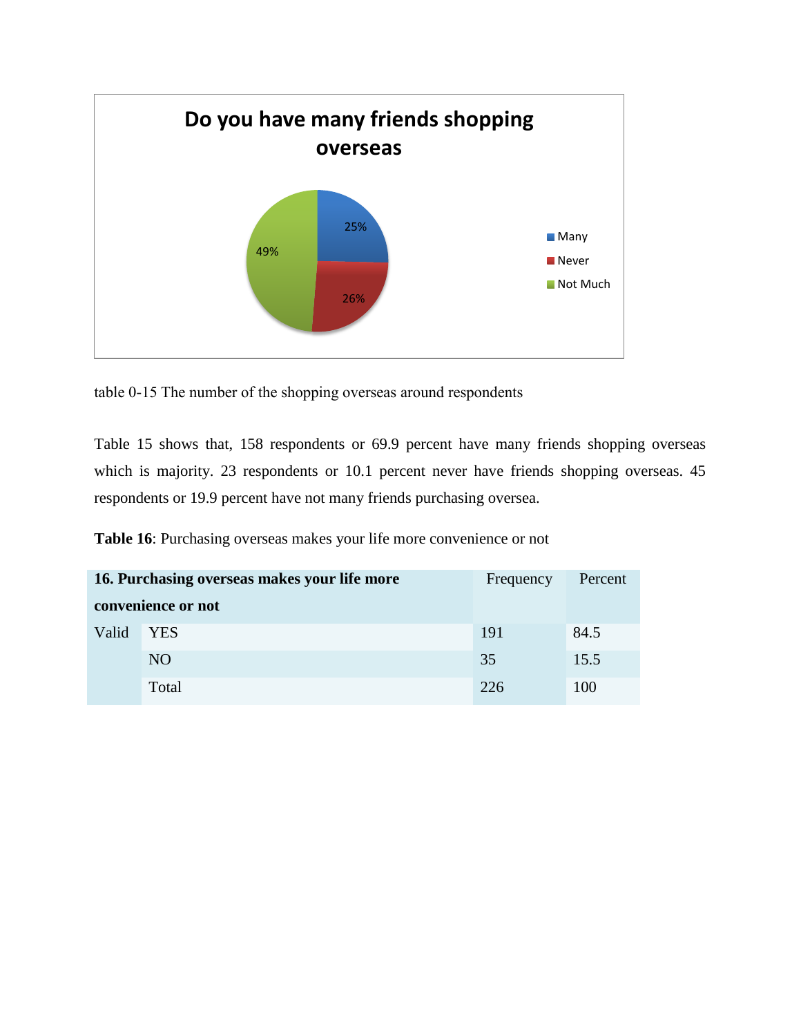**Do you have many friends shopping overseas**

- Many: 25%
- Never: 26%
- Not Much: 49%

table 0-15 The number of the shopping overseas around respondents

Table 15 shows that, 158 respondents or 69.9 percent have many friends shopping overseas which is majority. 23 respondents or 10.1 percent never have friends shopping overseas. 45 respondents or 19.9 percent have not many friends purchasing oversea.

**Table 16**: Purchasing overseas makes your life more convenience or not

| **16. Purchasing overseas makes your life more convenience or not** | | Frequency | Percent |
|---|---|---|---|
| Valid | YES | 191 | 84.5 |
| | NO | 35 | 15.5 |
| | Total | 226 | 100 |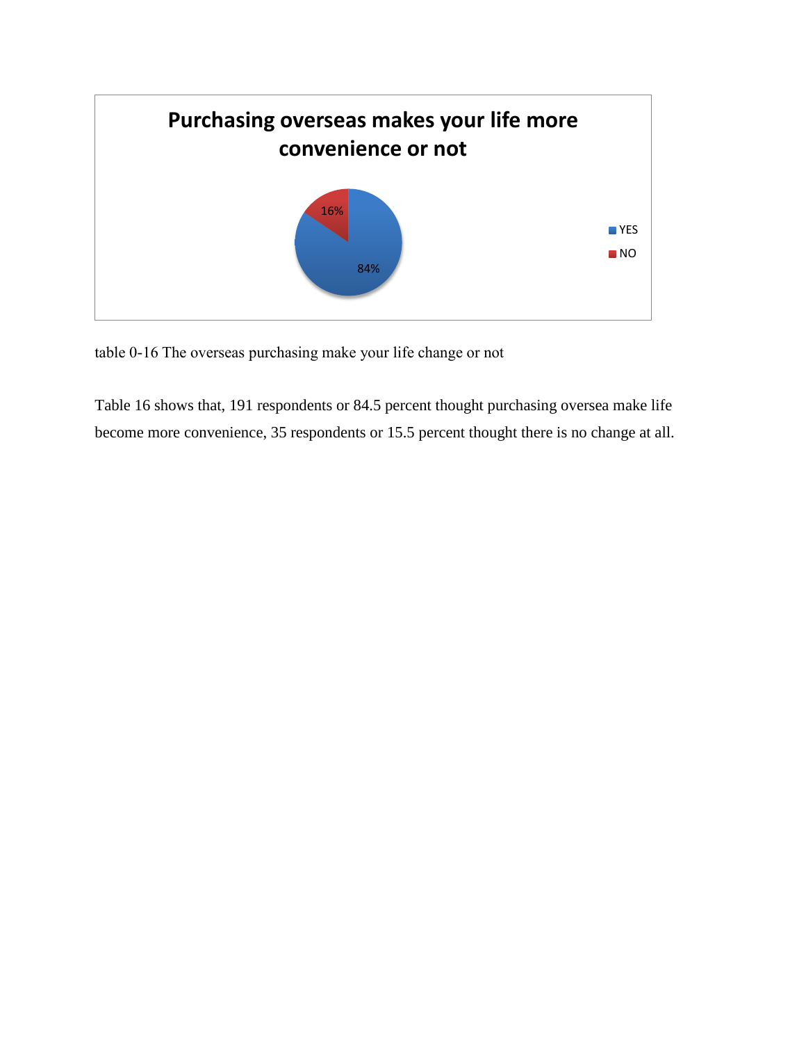Purchasing overseas makes your life more convenience or not

16%

84%

YES

NO

table 0-16 The overseas purchasing make your life change or not

Table 16 shows that, 191 respondents or 84.5 percent thought purchasing oversea make life become more convenience, 35 respondents or 15.5 percent thought there is no change at all.